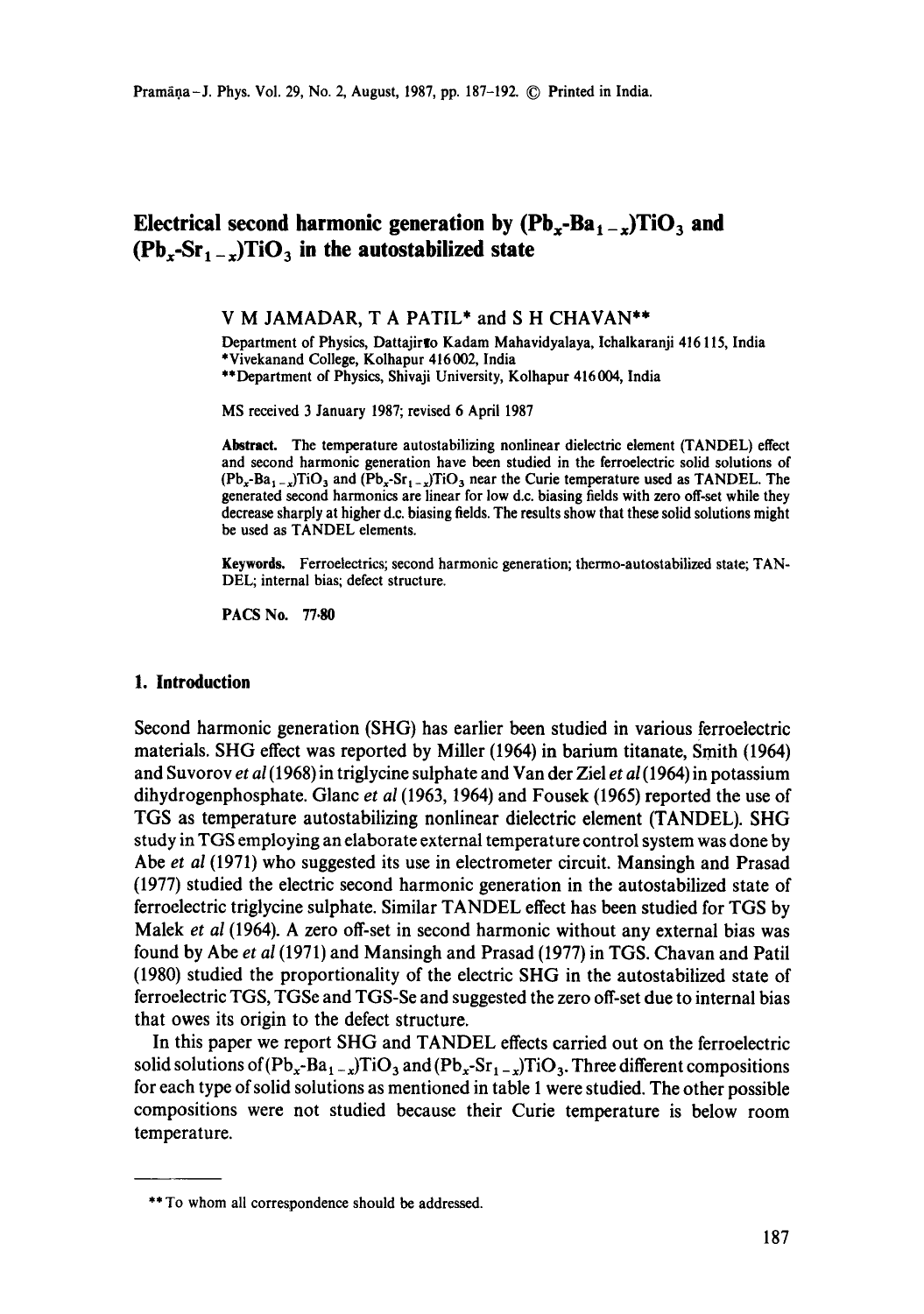# Electrical second harmonic generation by $(Pb_x\text{-}Ba_{1-x})TiO_3$ and $(Pb_x\text{-}Sr_{1-x})TiO_3$ in the autostabilized state

V M JAMADAR, T A PATIL* and S H CHAVAN**

Department of Physics, Dattajirao Kadam Mahavidyalaya, Ichalkaranji 416 115, India

*Vivekanand College, Kolhapur 416 002, India

**Department of Physics, Shivaji University, Kolhapur 416 004, India

MS received 3 January 1987; revised 6 April 1987

**Abstract.** The temperature autostabilizing nonlinear dielectric element (TANDEL) effect and second harmonic generation have been studied in the ferroelectric solid solutions of $(Pb_x\text{-}Ba_{1-x})TiO_3$ and $(Pb_x\text{-}Sr_{1-x})TiO_3$ near the Curie temperature used as TANDEL. The generated second harmonics are linear for low d.c. biasing fields with zero off-set while they decrease sharply at higher d.c. biasing fields. The results show that these solid solutions might be used as TANDEL elements.

**Keywords.** Ferroelectrics; second harmonic generation; thermo-autostabilized state; TANDEL; internal bias; defect structure.

**PACS No.** 77·80

## 1. Introduction

Second harmonic generation (SHG) has earlier been studied in various ferroelectric materials. SHG effect was reported by Miller (1964) in barium titanate, Smith (1964) and Suvorov *et al* (1968) in triglycine sulphate and Van der Ziel *et al* (1964) in potassium dihydrogenphosphate. Glanc *et al* (1963, 1964) and Fousek (1965) reported the use of TGS as temperature autostabilizing nonlinear dielectric element (TANDEL). SHG study in TGS employing an elaborate external temperature control system was done by Abe *et al* (1971) who suggested its use in electrometer circuit. Mansingh and Prasad (1977) studied the electric second harmonic generation in the autostabilized state of ferroelectric triglycine sulphate. Similar TANDEL effect has been studied for TGS by Malek *et al* (1964). A zero off-set in second harmonic without any external bias was found by Abe *et al* (1971) and Mansingh and Prasad (1977) in TGS. Chavan and Patil (1980) studied the proportionality of the electric SHG in the autostabilized state of ferroelectric TGS, TGSe and TGS-Se and suggested the zero off-set due to internal bias that owes its origin to the defect structure.

In this paper we report SHG and TANDEL effects carried out on the ferroelectric solid solutions of $(Pb_x\text{-}Ba_{1-x})TiO_3$ and $(Pb_x\text{-}Sr_{1-x})TiO_3$. Three different compositions for each type of solid solutions as mentioned in table 1 were studied. The other possible compositions were not studied because their Curie temperature is below room temperature.

** To whom all correspondence should be addressed.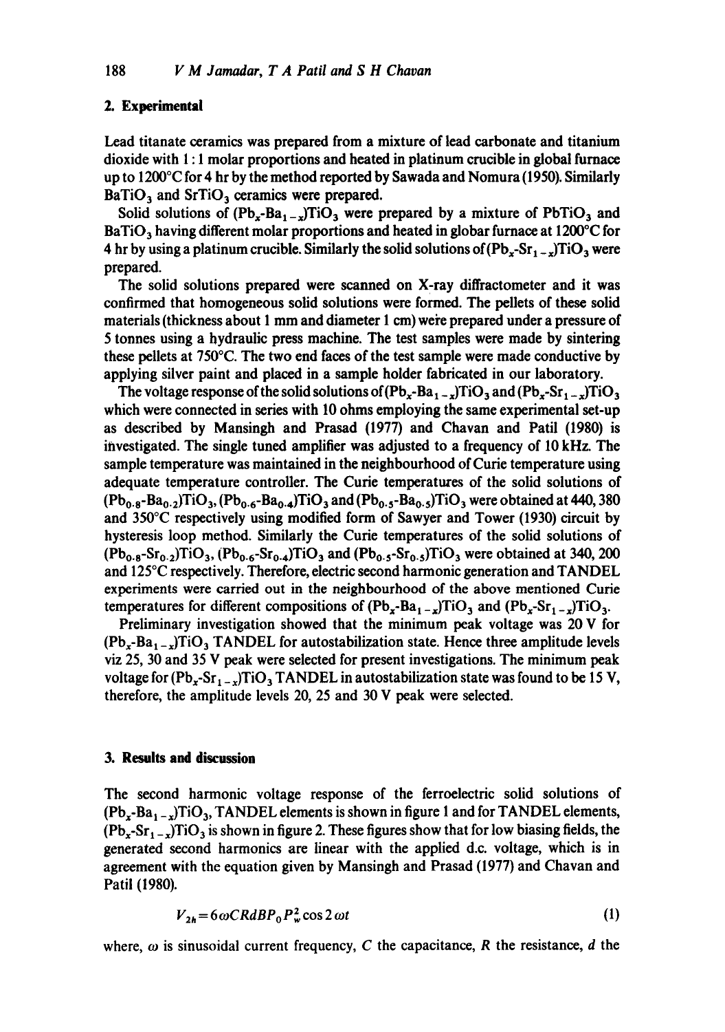## 2. Experimental

Lead titanate ceramics was prepared from a mixture of lead carbonate and titanium dioxide with 1 : 1 molar proportions and heated in platinum crucible in global furnace up to 1200°C for 4 hr by the method reported by Sawada and Nomura (1950). Similarly $BaTiO_3$ and $SrTiO_3$ ceramics were prepared.

Solid solutions of $(Pb_x\text{-}Ba_{1-x})TiO_3$ were prepared by a mixture of $PbTiO_3$ and $BaTiO_3$ having different molar proportions and heated in globar furnace at 1200°C for 4 hr by using a platinum crucible. Similarly the solid solutions of $(Pb_x\text{-}Sr_{1-x})TiO_3$ were prepared.

The solid solutions prepared were scanned on X-ray diffractometer and it was confirmed that homogeneous solid solutions were formed. The pellets of these solid materials (thickness about 1 mm and diameter 1 cm) were prepared under a pressure of 5 tonnes using a hydraulic press machine. The test samples were made by sintering these pellets at 750°C. The two end faces of the test sample were made conductive by applying silver paint and placed in a sample holder fabricated in our laboratory.

The voltage response of the solid solutions of $(Pb_x\text{-}Ba_{1-x})TiO_3$ and $(Pb_x\text{-}Sr_{1-x})TiO_3$ which were connected in series with 10 ohms employing the same experimental set-up as described by Mansingh and Prasad (1977) and Chavan and Patil (1980) is investigated. The single tuned amplifier was adjusted to a frequency of 10 kHz. The sample temperature was maintained in the neighbourhood of Curie temperature using adequate temperature controller. The Curie temperatures of the solid solutions of $(Pb_{0.8}\text{-}Ba_{0.2})TiO_3$, $(Pb_{0.6}\text{-}Ba_{0.4})TiO_3$ and $(Pb_{0.5}\text{-}Ba_{0.5})TiO_3$ were obtained at 440, 380 and 350°C respectively using modified form of Sawyer and Tower (1930) circuit by hysteresis loop method. Similarly the Curie temperatures of the solid solutions of $(Pb_{0.8}\text{-}Sr_{0.2})TiO_3$, $(Pb_{0.6}\text{-}Sr_{0.4})TiO_3$ and $(Pb_{0.5}\text{-}Sr_{0.5})TiO_3$ were obtained at 340, 200 and 125°C respectively. Therefore, electric second harmonic generation and TANDEL experiments were carried out in the neighbourhood of the above mentioned Curie temperatures for different compositions of $(Pb_x\text{-}Ba_{1-x})TiO_3$ and $(Pb_x\text{-}Sr_{1-x})TiO_3$.

Preliminary investigation showed that the minimum peak voltage was 20 V for $(Pb_x\text{-}Ba_{1-x})TiO_3$ TANDEL for autostabilization state. Hence three amplitude levels viz 25, 30 and 35 V peak were selected for present investigations. The minimum peak voltage for $(Pb_x\text{-}Sr_{1-x})TiO_3$ TANDEL in autostabilization state was found to be 15 V, therefore, the amplitude levels 20, 25 and 30 V peak were selected.

## 3. Results and discussion

The second harmonic voltage response of the ferroelectric solid solutions of $(Pb_x\text{-}Ba_{1-x})TiO_3$, TANDEL elements is shown in figure 1 and for TANDEL elements, $(Pb_x\text{-}Sr_{1-x})TiO_3$ is shown in figure 2. These figures show that for low biasing fields, the generated second harmonics are linear with the applied d.c. voltage, which is in agreement with the equation given by Mansingh and Prasad (1977) and Chavan and Patil (1980).

$$V_{2h} = 6\omega CRdBP_0P_w^2 \cos 2\omega t \tag{1}$$

where, $\omega$ is sinusoidal current frequency, $C$ the capacitance, $R$ the resistance, $d$ the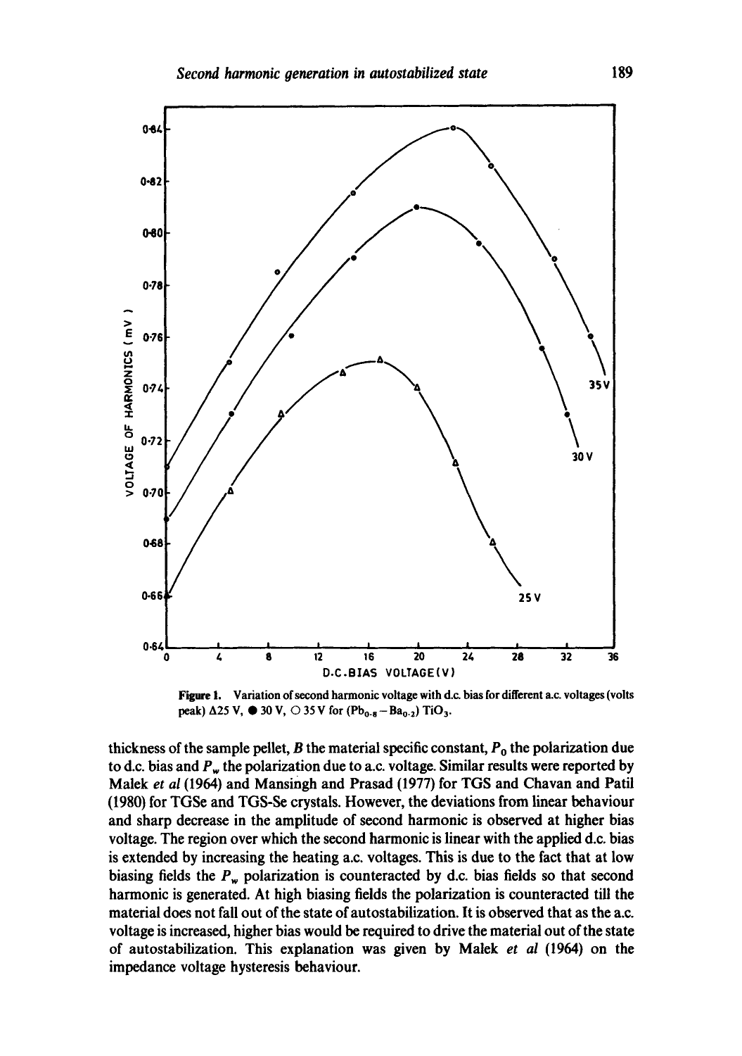Figure 1. Variation of second harmonic voltage with d.c. bias for different a.c. voltages (volts peak) Δ25 V, ● 30 V, ○ 35 V for $(Pb_{0.8}-Ba_{0.2})\,TiO_3$.

thickness of the sample pellet, $B$ the material specific constant, $P_0$ the polarization due to d.c. bias and $P_w$ the polarization due to a.c. voltage. Similar results were reported by Malek *et al* (1964) and Mansingh and Prasad (1977) for TGS and Chavan and Patil (1980) for TGSe and TGS-Se crystals. However, the deviations from linear behaviour and sharp decrease in the amplitude of second harmonic is observed at higher bias voltage. The region over which the second harmonic is linear with the applied d.c. bias is extended by increasing the heating a.c. voltages. This is due to the fact that at low biasing fields the $P_w$ polarization is counteracted by d.c. bias fields so that second harmonic is generated. At high biasing fields the polarization is counteracted till the material does not fall out of the state of autostabilization. It is observed that as the a.c. voltage is increased, higher bias would be required to drive the material out of the state of autostabilization. This explanation was given by Malek *et al* (1964) on the impedance voltage hysteresis behaviour.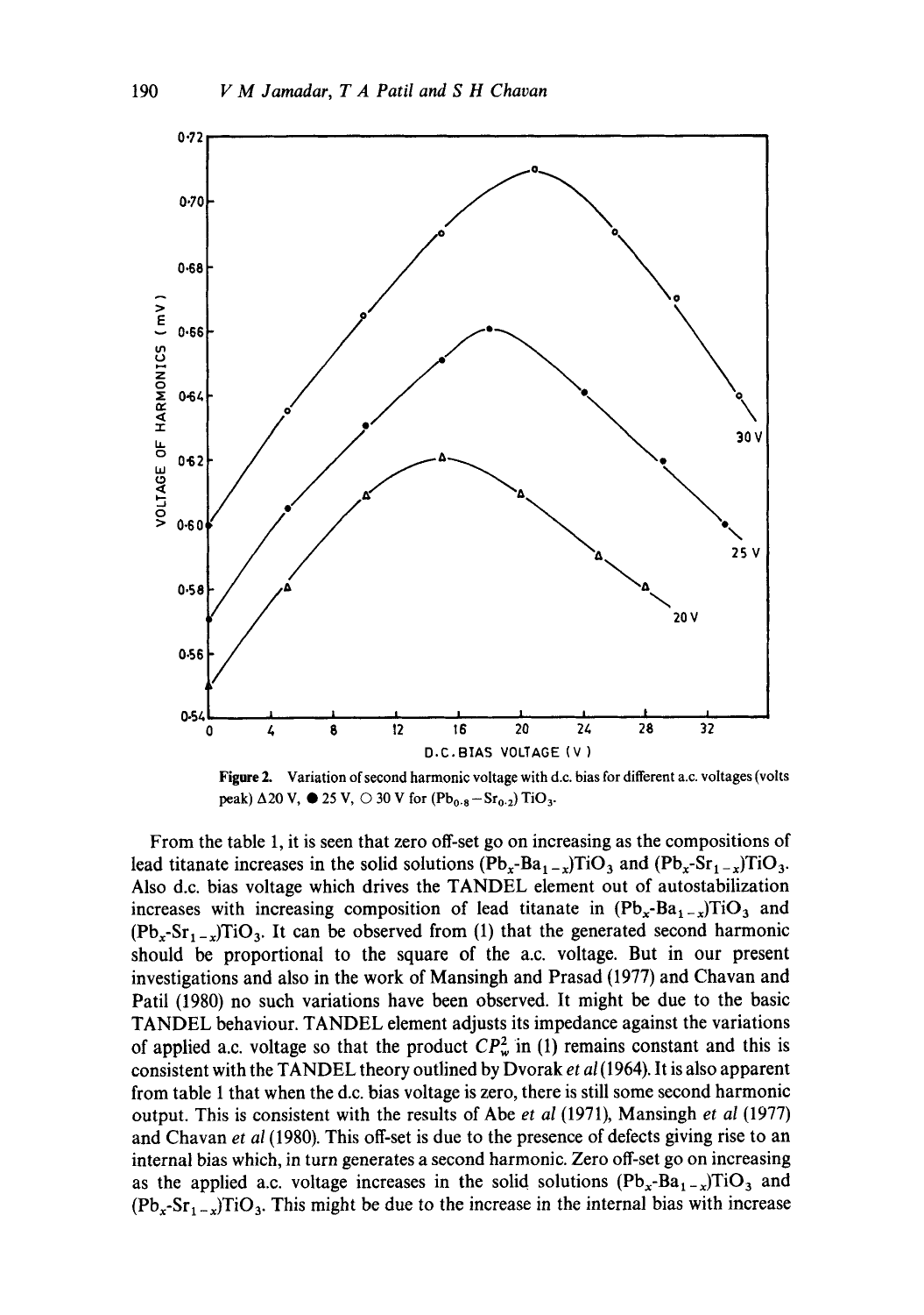**Figure 2.** Variation of second harmonic voltage with d.c. bias for different a.c. voltages (volts peak) Δ20 V, ● 25 V, ○ 30 V for $(Pb_{0.8}-Sr_{0.2})TiO_3$.

From the table 1, it is seen that zero off-set go on increasing as the compositions of lead titanate increases in the solid solutions $(Pb_x\text{-}Ba_{1-x})TiO_3$ and $(Pb_x\text{-}Sr_{1-x})TiO_3$. Also d.c. bias voltage which drives the TANDEL element out of autostabilization increases with increasing composition of lead titanate in $(Pb_x\text{-}Ba_{1-x})TiO_3$ and $(Pb_x\text{-}Sr_{1-x})TiO_3$. It can be observed from (1) that the generated second harmonic should be proportional to the square of the a.c. voltage. But in our present investigations and also in the work of Mansingh and Prasad (1977) and Chavan and Patil (1980) no such variations have been observed. It might be due to the basic TANDEL behaviour. TANDEL element adjusts its impedance against the variations of applied a.c. voltage so that the product $CP_w^2$ in (1) remains constant and this is consistent with the TANDEL theory outlined by Dvorak *et al* (1964). It is also apparent from table 1 that when the d.c. bias voltage is zero, there is still some second harmonic output. This is consistent with the results of Abe *et al* (1971), Mansingh *et al* (1977) and Chavan *et al* (1980). This off-set is due to the presence of defects giving rise to an internal bias which, in turn generates a second harmonic. Zero off-set go on increasing as the applied a.c. voltage increases in the solid solutions $(Pb_x\text{-}Ba_{1-x})TiO_3$ and $(Pb_x\text{-}Sr_{1-x})TiO_3$. This might be due to the increase in the internal bias with increase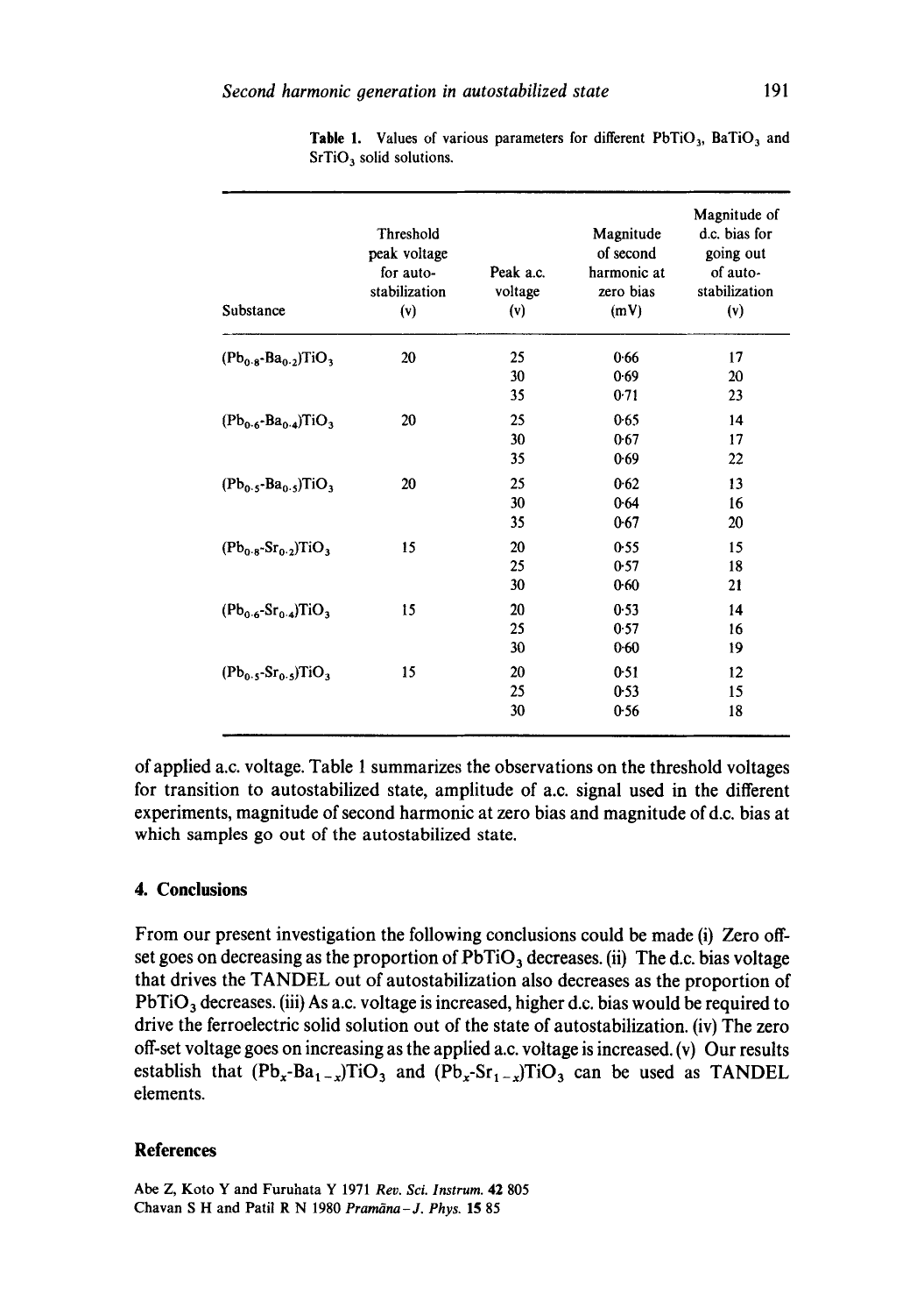**Table 1.** Values of various parameters for different $PbTiO_3$, $BaTiO_3$ and $SrTiO_3$ solid solutions.

| Substance | Threshold peak voltage for auto-stabilization (v) | Peak a.c. voltage (v) | Magnitude of second harmonic at zero bias (mV) | Magnitude of d.c. bias for going out of auto-stabilization (v) |
|---|---|---|---|---|
| $(Pb_{0.8}\text{-}Ba_{0.2})TiO_3$ | 20 | 25 | 0·66 | 17 |
| | | 30 | 0·69 | 20 |
| | | 35 | 0·71 | 23 |
| $(Pb_{0.6}\text{-}Ba_{0.4})TiO_3$ | 20 | 25 | 0·65 | 14 |
| | | 30 | 0·67 | 17 |
| | | 35 | 0·69 | 22 |
| $(Pb_{0.5}\text{-}Ba_{0.5})TiO_3$ | 20 | 25 | 0·62 | 13 |
| | | 30 | 0·64 | 16 |
| | | 35 | 0·67 | 20 |
| $(Pb_{0.8}\text{-}Sr_{0.2})TiO_3$ | 15 | 20 | 0·55 | 15 |
| | | 25 | 0·57 | 18 |
| | | 30 | 0·60 | 21 |
| $(Pb_{0.6}\text{-}Sr_{0.4})TiO_3$ | 15 | 20 | 0·53 | 14 |
| | | 25 | 0·57 | 16 |
| | | 30 | 0·60 | 19 |
| $(Pb_{0.5}\text{-}Sr_{0.5})TiO_3$ | 15 | 20 | 0·51 | 12 |
| | | 25 | 0·53 | 15 |
| | | 30 | 0·56 | 18 |

of applied a.c. voltage. Table 1 summarizes the observations on the threshold voltages for transition to autostabilized state, amplitude of a.c. signal used in the different experiments, magnitude of second harmonic at zero bias and magnitude of d.c. bias at which samples go out of the autostabilized state.

## 4. Conclusions

From our present investigation the following conclusions could be made (i) Zero off-set goes on decreasing as the proportion of $PbTiO_3$ decreases. (ii) The d.c. bias voltage that drives the TANDEL out of autostabilization also decreases as the proportion of $PbTiO_3$ decreases. (iii) As a.c. voltage is increased, higher d.c. bias would be required to drive the ferroelectric solid solution out of the state of autostabilization. (iv) The zero off-set voltage goes on increasing as the applied a.c. voltage is increased. (v) Our results establish that $(Pb_x\text{-}Ba_{1-x})TiO_3$ and $(Pb_x\text{-}Sr_{1-x})TiO_3$ can be used as TANDEL elements.

## References

Abe Z, Koto Y and Furuhata Y 1971 *Rev. Sci. Instrum.* **42** 805

Chavan S H and Patil R N 1980 *Pramāna – J. Phys.* **15** 85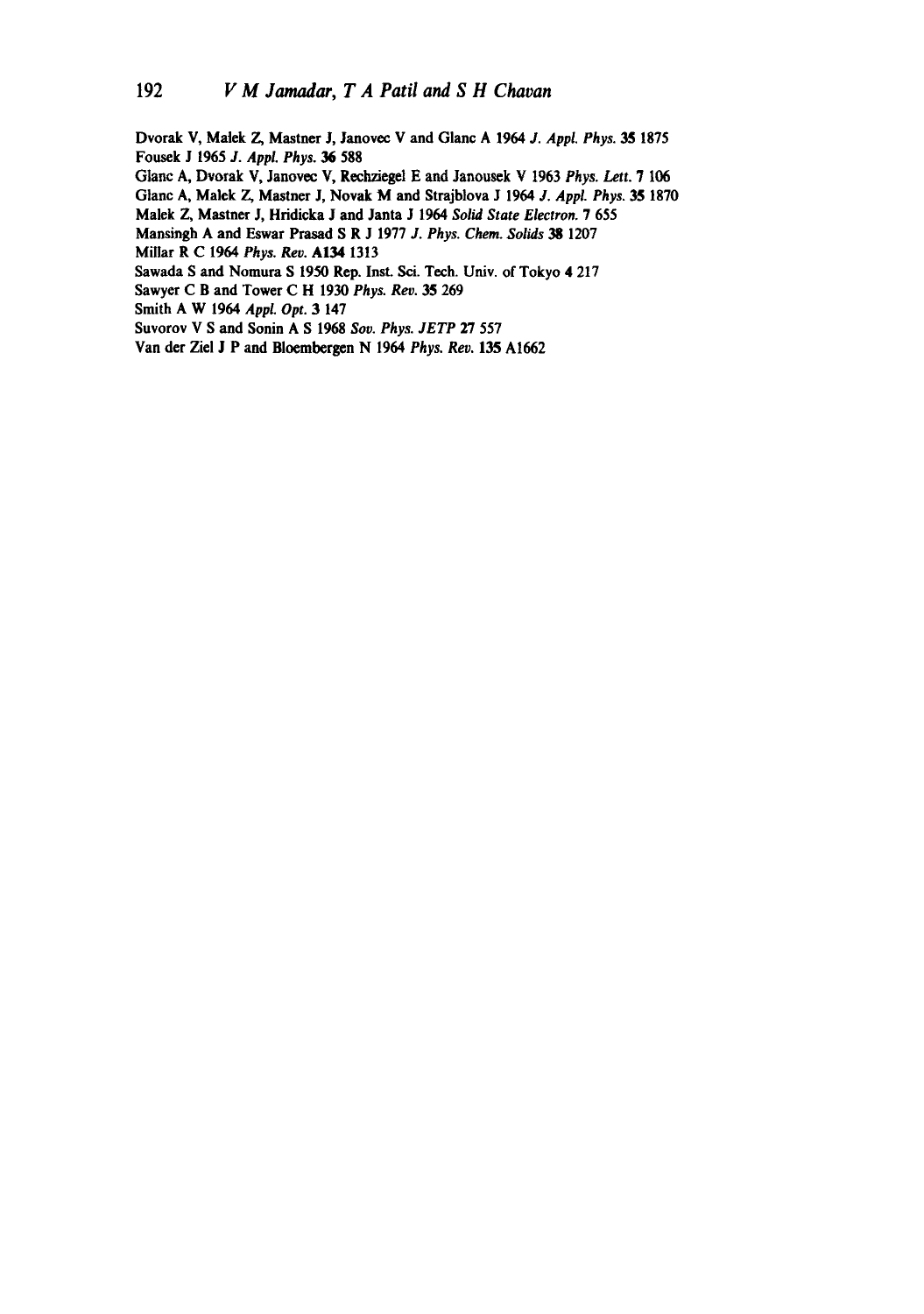Dvorak V, Malek Z, Mastner J, Janovec V and Glanc A 1964 *J. Appl. Phys.* **35** 1875

Fousek J 1965 *J. Appl. Phys.* **36** 588

Glanc A, Dvorak V, Janovec V, Rechziegel E and Janousek V 1963 *Phys. Lett.* **7** 106

Glanc A, Malek Z, Mastner J, Novak M and Strajblova J 1964 *J. Appl. Phys.* **35** 1870

Malek Z, Mastner J, Hridicka J and Janta J 1964 *Solid State Electron.* **7** 655

Mansingh A and Eswar Prasad S R J 1977 *J. Phys. Chem. Solids* **38** 1207

Millar R C 1964 *Phys. Rev.* **A134** 1313

Sawada S and Nomura S 1950 Rep. Inst. Sci. Tech. Univ. of Tokyo **4** 217

Sawyer C B and Tower C H 1930 *Phys. Rev.* **35** 269

Smith A W 1964 *Appl. Opt.* **3** 147

Suvorov V S and Sonin A S 1968 *Sov. Phys. JETP* **27** 557

Van der Ziel J P and Bloembergen N 1964 *Phys. Rev.* **135** A1662